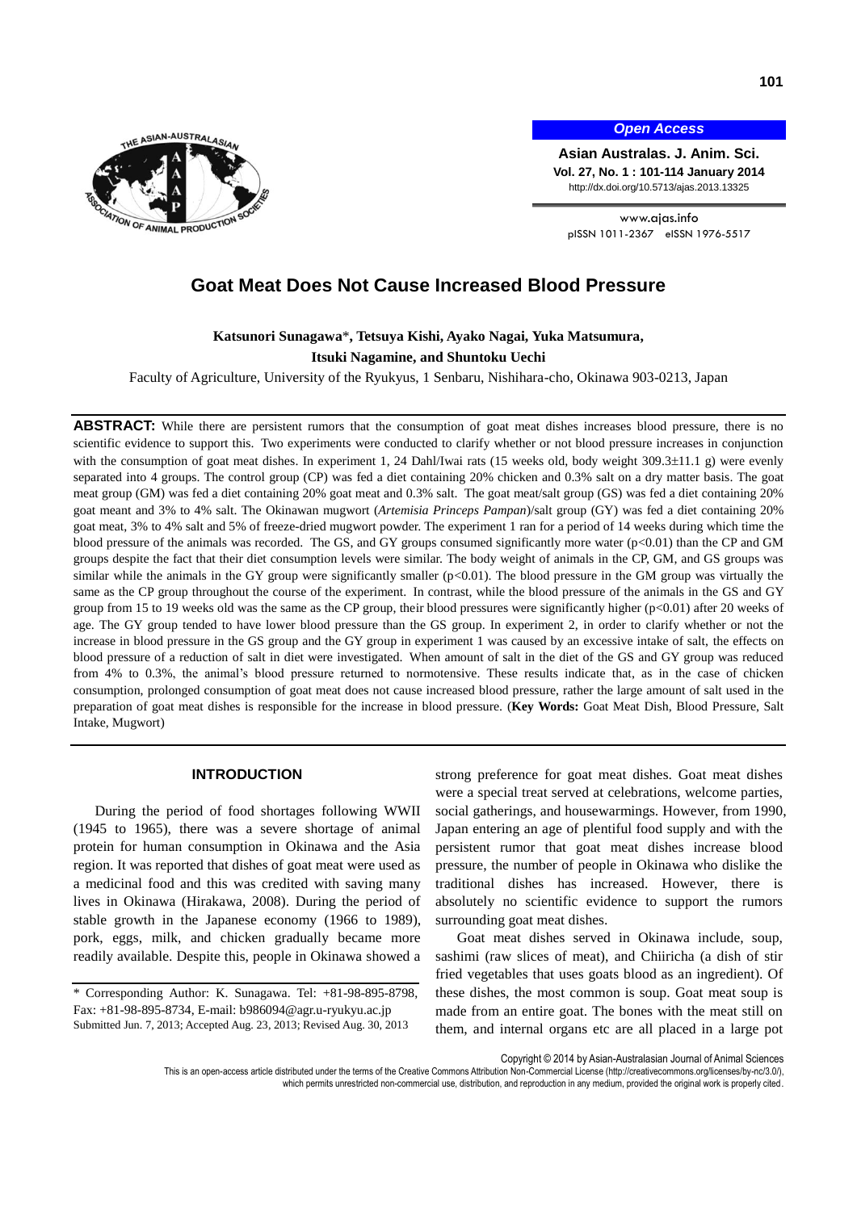# Goat Meat Does Not Cause Increased Blood Pressure

**Katsunori Sunagawa***, **Tetsuya Kishi, Ayako Nagai, Yuka Matsumura, Itsuki Nagamine, and Shuntoku Uechi**

Faculty of Agriculture, University of the Ryukyus, 1 Senbaru, Nishihara-cho, Okinawa 903-0213, Japan

**ABSTRACT:** While there are persistent rumors that the consumption of goat meat dishes increases blood pressure, there is no scientific evidence to support this. Two experiments were conducted to clarify whether or not blood pressure increases in conjunction with the consumption of goat meat dishes. In experiment 1, 24 Dahl/Iwai rats (15 weeks old, body weight 309.3±11.1 g) were evenly separated into 4 groups. The control group (CP) was fed a diet containing 20% chicken and 0.3% salt on a dry matter basis. The goat meat group (GM) was fed a diet containing 20% goat meat and 0.3% salt. The goat meat/salt group (GS) was fed a diet containing 20% goat meant and 3% to 4% salt. The Okinawan mugwort (*Artemisia Princeps Pampan*)/salt group (GY) was fed a diet containing 20% goat meat, 3% to 4% salt and 5% of freeze-dried mugwort powder. The experiment 1 ran for a period of 14 weeks during which time the blood pressure of the animals was recorded. The GS, and GY groups consumed significantly more water ($p<0.01$) than the CP and GM groups despite the fact that their diet consumption levels were similar. The body weight of animals in the CP, GM, and GS groups was similar while the animals in the GY group were significantly smaller ($p<0.01$). The blood pressure in the GM group was virtually the same as the CP group throughout the course of the experiment. In contrast, while the blood pressure of the animals in the GS and GY group from 15 to 19 weeks old was the same as the CP group, their blood pressures were significantly higher ($p<0.01$) after 20 weeks of age. The GY group tended to have lower blood pressure than the GS group. In experiment 2, in order to clarify whether or not the increase in blood pressure in the GS group and the GY group in experiment 1 was caused by an excessive intake of salt, the effects on blood pressure of a reduction of salt in diet were investigated. When amount of salt in the diet of the GS and GY group was reduced from 4% to 0.3%, the animal's blood pressure returned to normotensive. These results indicate that, as in the case of chicken consumption, prolonged consumption of goat meat does not cause increased blood pressure, rather the large amount of salt used in the preparation of goat meat dishes is responsible for the increase in blood pressure. (**Key Words:** Goat Meat Dish, Blood Pressure, Salt Intake, Mugwort)

## INTRODUCTION

During the period of food shortages following WWII (1945 to 1965), there was a severe shortage of animal protein for human consumption in Okinawa and the Asia region. It was reported that dishes of goat meat were used as a medicinal food and this was credited with saving many lives in Okinawa (Hirakawa, 2008). During the period of stable growth in the Japanese economy (1966 to 1989), pork, eggs, milk, and chicken gradually became more readily available. Despite this, people in Okinawa showed a strong preference for goat meat dishes. Goat meat dishes were a special treat served at celebrations, welcome parties, social gatherings, and housewarmings. However, from 1990, Japan entering an age of plentiful food supply and with the persistent rumor that goat meat dishes increase blood pressure, the number of people in Okinawa who dislike the traditional dishes has increased. However, there is absolutely no scientific evidence to support the rumors surrounding goat meat dishes.

Goat meat dishes served in Okinawa include, soup, sashimi (raw slices of meat), and Chiiricha (a dish of stir fried vegetables that uses goats blood as an ingredient). Of these dishes, the most common is soup. Goat meat soup is made from an entire goat. The bones with the meat still on them, and internal organs etc are all placed in a large pot

\* Corresponding Author: K. Sunagawa. Tel: +81-98-895-8798, Fax: +81-98-895-8734, E-mail: b986094@agr.u-ryukyu.ac.jp
Submitted Jun. 7, 2013; Accepted Aug. 23, 2013; Revised Aug. 30, 2013

Copyright © 2014 by Asian-Australasian Journal of Animal Sciences

This is an open-access article distributed under the terms of the Creative Commons Attribution Non-Commercial License (http://creativecommons.org/licenses/by-nc/3.0/), which permits unrestricted non-commercial use, distribution, and reproduction in any medium, provided the original work is properly cited.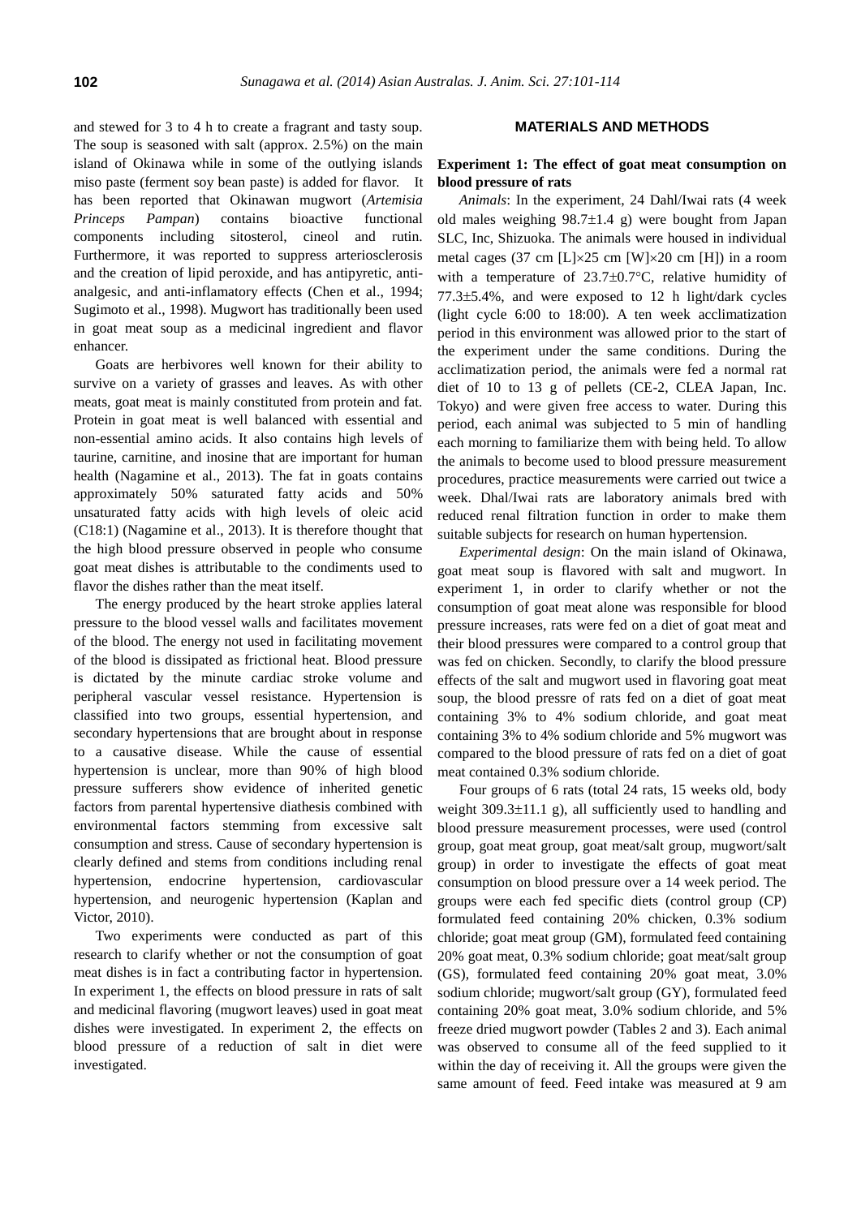and stewed for 3 to 4 h to create a fragrant and tasty soup. The soup is seasoned with salt (approx. 2.5%) on the main island of Okinawa while in some of the outlying islands miso paste (ferment soy bean paste) is added for flavor. It has been reported that Okinawan mugwort (*Artemisia Princeps Pampan*) contains bioactive functional components including sitosterol, cineol and rutin. Furthermore, it was reported to suppress arteriosclerosis and the creation of lipid peroxide, and has antipyretic, anti-analgesic, and anti-inflamatory effects (Chen et al., 1994; Sugimoto et al., 1998). Mugwort has traditionally been used in goat meat soup as a medicinal ingredient and flavor enhancer.

Goats are herbivores well known for their ability to survive on a variety of grasses and leaves. As with other meats, goat meat is mainly constituted from protein and fat. Protein in goat meat is well balanced with essential and non-essential amino acids. It also contains high levels of taurine, carnitine, and inosine that are important for human health (Nagamine et al., 2013). The fat in goats contains approximately 50% saturated fatty acids and 50% unsaturated fatty acids with high levels of oleic acid (C18:1) (Nagamine et al., 2013). It is therefore thought that the high blood pressure observed in people who consume goat meat dishes is attributable to the condiments used to flavor the dishes rather than the meat itself.

The energy produced by the heart stroke applies lateral pressure to the blood vessel walls and facilitates movement of the blood. The energy not used in facilitating movement of the blood is dissipated as frictional heat. Blood pressure is dictated by the minute cardiac stroke volume and peripheral vascular vessel resistance. Hypertension is classified into two groups, essential hypertension, and secondary hypertensions that are brought about in response to a causative disease. While the cause of essential hypertension is unclear, more than 90% of high blood pressure sufferers show evidence of inherited genetic factors from parental hypertensive diathesis combined with environmental factors stemming from excessive salt consumption and stress. Cause of secondary hypertension is clearly defined and stems from conditions including renal hypertension, endocrine hypertension, cardiovascular hypertension, and neurogenic hypertension (Kaplan and Victor, 2010).

Two experiments were conducted as part of this research to clarify whether or not the consumption of goat meat dishes is in fact a contributing factor in hypertension. In experiment 1, the effects on blood pressure in rats of salt and medicinal flavoring (mugwort leaves) used in goat meat dishes were investigated. In experiment 2, the effects on blood pressure of a reduction of salt in diet were investigated.

## MATERIALS AND METHODS

### Experiment 1: The effect of goat meat consumption on blood pressure of rats

*Animals*: In the experiment, 24 Dahl/Iwai rats (4 week old males weighing 98.7±1.4 g) were bought from Japan SLC, Inc, Shizuoka. The animals were housed in individual metal cages (37 cm [L]×25 cm [W]×20 cm [H]) in a room with a temperature of 23.7±0.7°C, relative humidity of 77.3±5.4%, and were exposed to 12 h light/dark cycles (light cycle 6:00 to 18:00). A ten week acclimatization period in this environment was allowed prior to the start of the experiment under the same conditions. During the acclimatization period, the animals were fed a normal rat diet of 10 to 13 g of pellets (CE-2, CLEA Japan, Inc. Tokyo) and were given free access to water. During this period, each animal was subjected to 5 min of handling each morning to familiarize them with being held. To allow the animals to become used to blood pressure measurement procedures, practice measurements were carried out twice a week. Dhal/Iwai rats are laboratory animals bred with reduced renal filtration function in order to make them suitable subjects for research on human hypertension.

*Experimental design*: On the main island of Okinawa, goat meat soup is flavored with salt and mugwort. In experiment 1, in order to clarify whether or not the consumption of goat meat alone was responsible for blood pressure increases, rats were fed on a diet of goat meat and their blood pressures were compared to a control group that was fed on chicken. Secondly, to clarify the blood pressure effects of the salt and mugwort used in flavoring goat meat soup, the blood pressre of rats fed on a diet of goat meat containing 3% to 4% sodium chloride, and goat meat containing 3% to 4% sodium chloride and 5% mugwort was compared to the blood pressure of rats fed on a diet of goat meat contained 0.3% sodium chloride.

Four groups of 6 rats (total 24 rats, 15 weeks old, body weight 309.3±11.1 g), all sufficiently used to handling and blood pressure measurement processes, were used (control group, goat meat group, goat meat/salt group, mugwort/salt group) in order to investigate the effects of goat meat consumption on blood pressure over a 14 week period. The groups were each fed specific diets (control group (CP) formulated feed containing 20% chicken, 0.3% sodium chloride; goat meat group (GM), formulated feed containing 20% goat meat, 0.3% sodium chloride; goat meat/salt group (GS), formulated feed containing 20% goat meat, 3.0% sodium chloride; mugwort/salt group (GY), formulated feed containing 20% goat meat, 3.0% sodium chloride, and 5% freeze dried mugwort powder (Tables 2 and 3). Each animal was observed to consume all of the feed supplied to it within the day of receiving it. All the groups were given the same amount of feed. Feed intake was measured at 9 am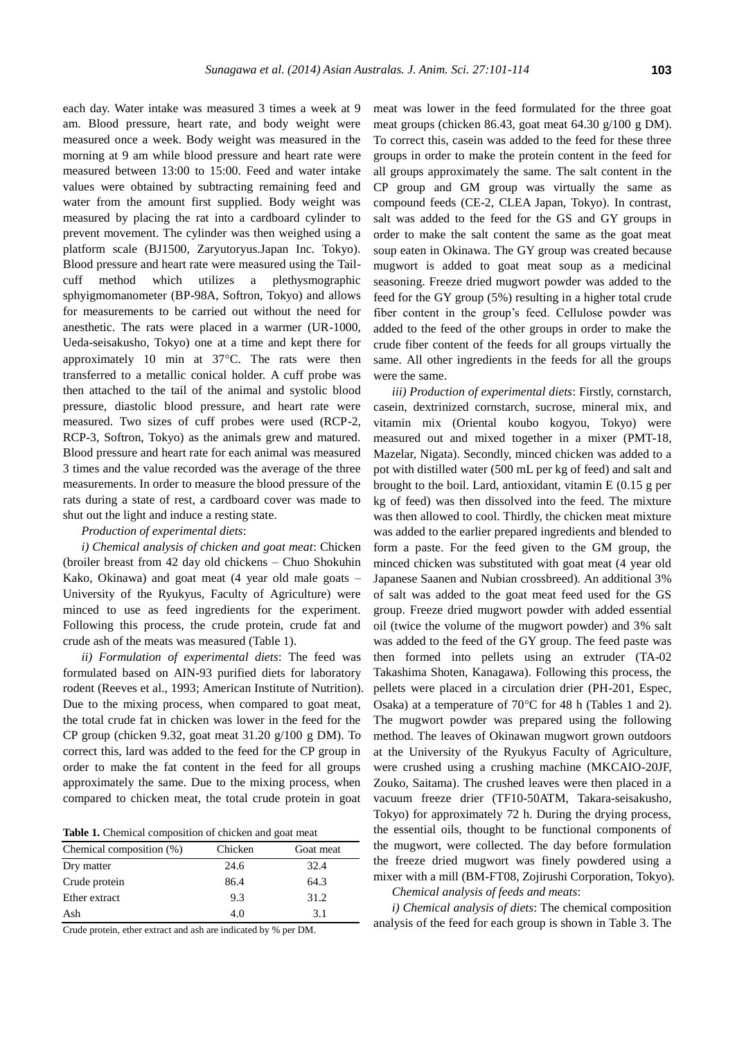each day. Water intake was measured 3 times a week at 9 am. Blood pressure, heart rate, and body weight were measured once a week. Body weight was measured in the morning at 9 am while blood pressure and heart rate were measured between 13:00 to 15:00. Feed and water intake values were obtained by subtracting remaining feed and water from the amount first supplied. Body weight was measured by placing the rat into a cardboard cylinder to prevent movement. The cylinder was then weighed using a platform scale (BJ1500, Zaryutoryus.Japan Inc. Tokyo). Blood pressure and heart rate were measured using the Tail-cuff method which utilizes a plethysmographic sphyigmomanometer (BP-98A, Softron, Tokyo) and allows for measurements to be carried out without the need for anesthetic. The rats were placed in a warmer (UR-1000, Ueda-seisakusho, Tokyo) one at a time and kept there for approximately 10 min at 37°C. The rats were then transferred to a metallic conical holder. A cuff probe was then attached to the tail of the animal and systolic blood pressure, diastolic blood pressure, and heart rate were measured. Two sizes of cuff probes were used (RCP-2, RCP-3, Softron, Tokyo) as the animals grew and matured. Blood pressure and heart rate for each animal was measured 3 times and the value recorded was the average of the three measurements. In order to measure the blood pressure of the rats during a state of rest, a cardboard cover was made to shut out the light and induce a resting state.

*Production of experimental diets*:

*i) Chemical analysis of chicken and goat meat*: Chicken (broiler breast from 42 day old chickens – Chuo Shokuhin Kako, Okinawa) and goat meat (4 year old male goats – University of the Ryukyus, Faculty of Agriculture) were minced to use as feed ingredients for the experiment. Following this process, the crude protein, crude fat and crude ash of the meats was measured (Table 1).

*ii) Formulation of experimental diets*: The feed was formulated based on AIN-93 purified diets for laboratory rodent (Reeves et al., 1993; American Institute of Nutrition). Due to the mixing process, when compared to goat meat, the total crude fat in chicken was lower in the feed for the CP group (chicken 9.32, goat meat 31.20 g/100 g DM). To correct this, lard was added to the feed for the CP group in order to make the fat content in the feed for all groups approximately the same. Due to the mixing process, when compared to chicken meat, the total crude protein in goat meat was lower in the feed formulated for the three goat meat groups (chicken 86.43, goat meat 64.30 g/100 g DM). To correct this, casein was added to the feed for these three groups in order to make the protein content in the feed for all groups approximately the same. The salt content in the CP group and GM group was virtually the same as compound feeds (CE-2, CLEA Japan, Tokyo). In contrast, salt was added to the feed for the GS and GY groups in order to make the salt content the same as the goat meat soup eaten in Okinawa. The GY group was created because mugwort is added to goat meat soup as a medicinal seasoning. Freeze dried mugwort powder was added to the feed for the GY group (5%) resulting in a higher total crude fiber content in the group's feed. Cellulose powder was added to the feed of the other groups in order to make the crude fiber content of the feeds for all groups virtually the same. All other ingredients in the feeds for all the groups were the same.

**Table 1.** Chemical composition of chicken and goat meat

| Chemical composition (%) | Chicken | Goat meat |
|---|---|---|
| Dry matter | 24.6 | 32.4 |
| Crude protein | 86.4 | 64.3 |
| Ether extract | 9.3 | 31.2 |
| Ash | 4.0 | 3.1 |

Crude protein, ether extract and ash are indicated by % per DM.

*iii) Production of experimental diets*: Firstly, cornstarch, casein, dextrinized cornstarch, sucrose, mineral mix, and vitamin mix (Oriental koubo kogyou, Tokyo) were measured out and mixed together in a mixer (PMT-18, Mazelar, Nigata). Secondly, minced chicken was added to a pot with distilled water (500 mL per kg of feed) and salt and brought to the boil. Lard, antioxidant, vitamin E (0.15 g per kg of feed) was then dissolved into the feed. The mixture was then allowed to cool. Thirdly, the chicken meat mixture was added to the earlier prepared ingredients and blended to form a paste. For the feed given to the GM group, the minced chicken was substituted with goat meat (4 year old Japanese Saanen and Nubian crossbreed). An additional 3% of salt was added to the goat meat feed used for the GS group. Freeze dried mugwort powder with added essential oil (twice the volume of the mugwort powder) and 3% salt was added to the feed of the GY group. The feed paste was then formed into pellets using an extruder (TA-02 Takashima Shoten, Kanagawa). Following this process, the pellets were placed in a circulation drier (PH-201, Espec, Osaka) at a temperature of 70°C for 48 h (Tables 1 and 2). The mugwort powder was prepared using the following method. The leaves of Okinawan mugwort grown outdoors at the University of the Ryukyus Faculty of Agriculture, were crushed using a crushing machine (MKCAIO-20JF, Zouko, Saitama). The crushed leaves were then placed in a vacuum freeze drier (TF10-50ATM, Takara-seisakusho, Tokyo) for approximately 72 h. During the drying process, the essential oils, thought to be functional components of the mugwort, were collected. The day before formulation the freeze dried mugwort was finely powdered using a mixer with a mill (BM-FT08, Zojirushi Corporation, Tokyo).

*Chemical analysis of feeds and meats*:

*i) Chemical analysis of diets*: The chemical composition analysis of the feed for each group is shown in Table 3. The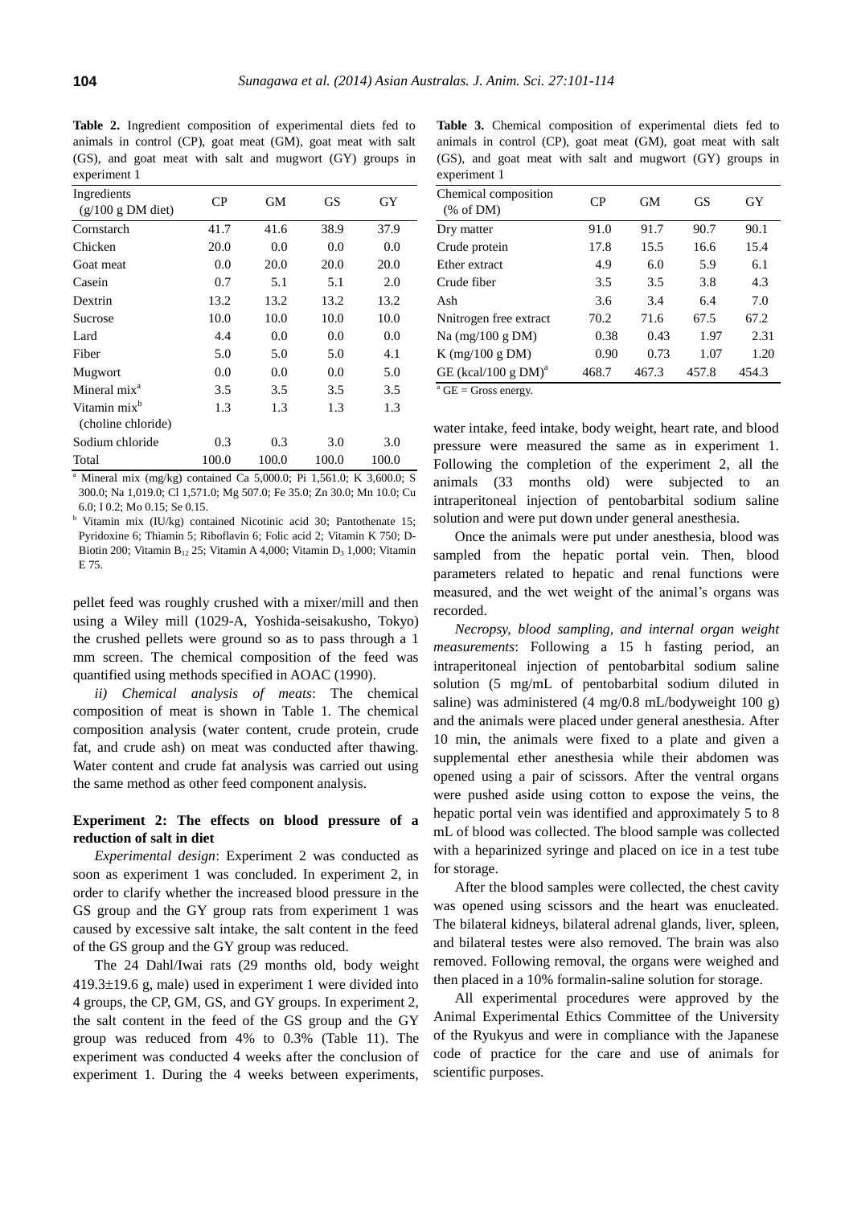**Table 2.** Ingredient composition of experimental diets fed to animals in control (CP), goat meat (GM), goat meat with salt (GS), and goat meat with salt and mugwort (GY) groups in experiment 1

| Ingredients (g/100 g DM diet) | CP | GM | GS | GY |
|---|---|---|---|---|
| Cornstarch | 41.7 | 41.6 | 38.9 | 37.9 |
| Chicken | 20.0 | 0.0 | 0.0 | 0.0 |
| Goat meat | 0.0 | 20.0 | 20.0 | 20.0 |
| Casein | 0.7 | 5.1 | 5.1 | 2.0 |
| Dextrin | 13.2 | 13.2 | 13.2 | 13.2 |
| Sucrose | 10.0 | 10.0 | 10.0 | 10.0 |
| Lard | 4.4 | 0.0 | 0.0 | 0.0 |
| Fiber | 5.0 | 5.0 | 5.0 | 4.1 |
| Mugwort | 0.0 | 0.0 | 0.0 | 5.0 |
| Mineral mix[a] | 3.5 | 3.5 | 3.5 | 3.5 |
| Vitamin mix[b] (choline chloride) | 1.3 | 1.3 | 1.3 | 1.3 |
| Sodium chloride | 0.3 | 0.3 | 3.0 | 3.0 |
| Total | 100.0 | 100.0 | 100.0 | 100.0 |

[a] Mineral mix (mg/kg) contained Ca 5,000.0; Pi 1,561.0; K 3,600.0; S 300.0; Na 1,019.0; Cl 1,571.0; Mg 507.0; Fe 35.0; Zn 30.0; Mn 10.0; Cu 6.0; I 0.2; Mo 0.15; Se 0.15.

[b] Vitamin mix (IU/kg) contained Nicotinic acid 30; Pantothenate 15; Pyridoxine 6; Thiamin 5; Riboflavin 6; Folic acid 2; Vitamin K 750; D-Biotin 200; Vitamin $B_{12}$ 25; Vitamin A 4,000; Vitamin $D_3$ 1,000; Vitamin E 75.

pellet feed was roughly crushed with a mixer/mill and then using a Wiley mill (1029-A, Yoshida-seisakusho, Tokyo) the crushed pellets were ground so as to pass through a 1 mm screen. The chemical composition of the feed was quantified using methods specified in AOAC (1990).

*ii) Chemical analysis of meats*: The chemical composition of meat is shown in Table 1. The chemical composition analysis (water content, crude protein, crude fat, and crude ash) on meat was conducted after thawing. Water content and crude fat analysis was carried out using the same method as other feed component analysis.

### Experiment 2: The effects on blood pressure of a reduction of salt in diet

*Experimental design*: Experiment 2 was conducted as soon as experiment 1 was concluded. In experiment 2, in order to clarify whether the increased blood pressure in the GS group and the GY group rats from experiment 1 was caused by excessive salt intake, the salt content in the feed of the GS group and the GY group was reduced.

The 24 Dahl/Iwai rats (29 months old, body weight 419.3±19.6 g, male) used in experiment 1 were divided into 4 groups, the CP, GM, GS, and GY groups. In experiment 2, the salt content in the feed of the GS group and the GY group was reduced from 4% to 0.3% (Table 11). The experiment was conducted 4 weeks after the conclusion of experiment 1. During the 4 weeks between experiments,

**Table 3.** Chemical composition of experimental diets fed to animals in control (CP), goat meat (GM), goat meat with salt (GS), and goat meat with salt and mugwort (GY) groups in experiment 1

| Chemical composition (% of DM) | CP | GM | GS | GY |
|---|---|---|---|---|
| Dry matter | 91.0 | 91.7 | 90.7 | 90.1 |
| Crude protein | 17.8 | 15.5 | 16.6 | 15.4 |
| Ether extract | 4.9 | 6.0 | 5.9 | 6.1 |
| Crude fiber | 3.5 | 3.5 | 3.8 | 4.3 |
| Ash | 3.6 | 3.4 | 6.4 | 7.0 |
| Nnitrogen free extract | 70.2 | 71.6 | 67.5 | 67.2 |
| Na (mg/100 g DM) | 0.38 | 0.43 | 1.97 | 2.31 |
| K (mg/100 g DM) | 0.90 | 0.73 | 1.07 | 1.20 |
| GE (kcal/100 g DM)[a] | 468.7 | 467.3 | 457.8 | 454.3 |

[a] GE = Gross energy.

water intake, feed intake, body weight, heart rate, and blood pressure were measured the same as in experiment 1. Following the completion of the experiment 2, all the animals (33 months old) were subjected to an intraperitoneal injection of pentobarbital sodium saline solution and were put down under general anesthesia.

Once the animals were put under anesthesia, blood was sampled from the hepatic portal vein. Then, blood parameters related to hepatic and renal functions were measured, and the wet weight of the animal's organs was recorded.

*Necropsy, blood sampling, and internal organ weight measurements*: Following a 15 h fasting period, an intraperitoneal injection of pentobarbital sodium saline solution (5 mg/mL of pentobarbital sodium diluted in saline) was administered (4 mg/0.8 mL/bodyweight 100 g) and the animals were placed under general anesthesia. After 10 min, the animals were fixed to a plate and given a supplemental ether anesthesia while their abdomen was opened using a pair of scissors. After the ventral organs were pushed aside using cotton to expose the veins, the hepatic portal vein was identified and approximately 5 to 8 mL of blood was collected. The blood sample was collected with a heparinized syringe and placed on ice in a test tube for storage.

After the blood samples were collected, the chest cavity was opened using scissors and the heart was enucleated. The bilateral kidneys, bilateral adrenal glands, liver, spleen, and bilateral testes were also removed. The brain was also removed. Following removal, the organs were weighed and then placed in a 10% formalin-saline solution for storage.

All experimental procedures were approved by the Animal Experimental Ethics Committee of the University of the Ryukyus and were in compliance with the Japanese code of practice for the care and use of animals for scientific purposes.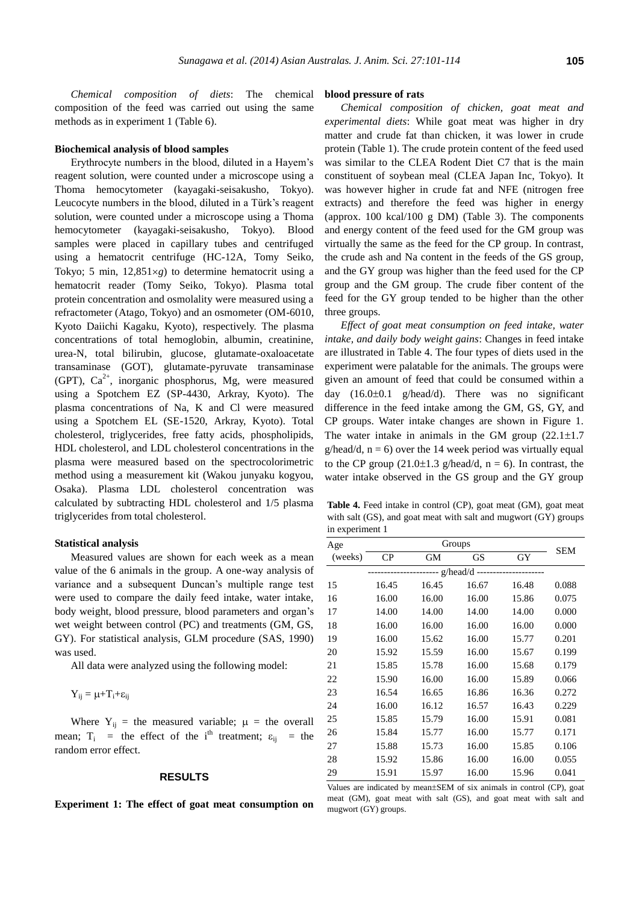*Chemical composition of diets*: The chemical composition of the feed was carried out using the same methods as in experiment 1 (Table 6).

**Biochemical analysis of blood samples**

Erythrocyte numbers in the blood, diluted in a Hayem's reagent solution, were counted under a microscope using a Thoma hemocytometer (kayagaki-seisakusho, Tokyo). Leucocyte numbers in the blood, diluted in a Türk's reagent solution, were counted under a microscope using a Thoma hemocytometer (kayagaki-seisakusho, Tokyo). Blood samples were placed in capillary tubes and centrifuged using a hematocrit centrifuge (HC-12A, Tomy Seiko, Tokyo; 5 min, 12,851×*g*) to determine hematocrit using a hematocrit reader (Tomy Seiko, Tokyo). Plasma total protein concentration and osmolality were measured using a refractometer (Atago, Tokyo) and an osmometer (OM-6010, Kyoto Daiichi Kagaku, Kyoto), respectively. The plasma concentrations of total hemoglobin, albumin, creatinine, urea-N, total bilirubin, glucose, glutamate-oxaloacetate transaminase (GOT), glutamate-pyruvate transaminase (GPT), $Ca^{2+}$, inorganic phosphorus, Mg, were measured using a Spotchem EZ (SP-4430, Arkray, Kyoto). The plasma concentrations of Na, K and Cl were measured using a Spotchem EL (SE-1520, Arkray, Kyoto). Total cholesterol, triglycerides, free fatty acids, phospholipids, HDL cholesterol, and LDL cholesterol concentrations in the plasma were measured based on the spectrocolorimetric method using a measurement kit (Wakou junyaku kogyou, Osaka). Plasma LDL cholesterol concentration was calculated by subtracting HDL cholesterol and 1/5 plasma triglycerides from total cholesterol.

**Statistical analysis**

Measured values are shown for each week as a mean value of the 6 animals in the group. A one-way analysis of variance and a subsequent Duncan's multiple range test were used to compare the daily feed intake, water intake, body weight, blood pressure, blood parameters and organ's wet weight between control (PC) and treatments (GM, GS, GY). For statistical analysis, GLM procedure (SAS, 1990) was used.

All data were analyzed using the following model:

$$Y_{ij} = \mu + T_i + \varepsilon_{ij}$$

Where $Y_{ij}$ = the measured variable; $\mu$ = the overall mean; $T_i$ = the effect of the $i^{th}$ treatment; $\varepsilon_{ij}$ = the random error effect.

## RESULTS

**Experiment 1: The effect of goat meat consumption on blood pressure of rats**

*Chemical composition of chicken, goat meat and experimental diets*: While goat meat was higher in dry matter and crude fat than chicken, it was lower in crude protein (Table 1). The crude protein content of the feed used was similar to the CLEA Rodent Diet C7 that is the main constituent of soybean meal (CLEA Japan Inc, Tokyo). It was however higher in crude fat and NFE (nitrogen free extracts) and therefore the feed was higher in energy (approx. 100 kcal/100 g DM) (Table 3). The components and energy content of the feed used for the GM group was virtually the same as the feed for the CP group. In contrast, the crude ash and Na content in the feeds of the GS group, and the GY group was higher than the feed used for the CP group and the GM group. The crude fiber content of the feed for the GY group tended to be higher than the other three groups.

*Effect of goat meat consumption on feed intake, water intake, and daily body weight gains*: Changes in feed intake are illustrated in Table 4. The four types of diets used in the experiment were palatable for the animals. The groups were given an amount of feed that could be consumed within a day (16.0±0.1 g/head/d). There was no significant difference in the feed intake among the GM, GS, GY, and CP groups. Water intake changes are shown in Figure 1. The water intake in animals in the GM group (22.1±1.7 g/head/d, n = 6) over the 14 week period was virtually equal to the CP group (21.0±1.3 g/head/d, n = 6). In contrast, the water intake observed in the GS group and the GY group

**Table 4.** Feed intake in control (CP), goat meat (GM), goat meat with salt (GS), and goat meat with salt and mugwort (GY) groups in experiment 1

| Age (weeks) | Groups | | | | SEM |
|---|---|---|---|---|---|
| | CP | GM | GS | GY | |
| | g/head/d | | | | |
| 15 | 16.45 | 16.45 | 16.67 | 16.48 | 0.088 |
| 16 | 16.00 | 16.00 | 16.00 | 15.86 | 0.075 |
| 17 | 14.00 | 14.00 | 14.00 | 14.00 | 0.000 |
| 18 | 16.00 | 16.00 | 16.00 | 16.00 | 0.000 |
| 19 | 16.00 | 15.62 | 16.00 | 15.77 | 0.201 |
| 20 | 15.92 | 15.59 | 16.00 | 15.67 | 0.199 |
| 21 | 15.85 | 15.78 | 16.00 | 15.68 | 0.179 |
| 22 | 15.90 | 16.00 | 16.00 | 15.89 | 0.066 |
| 23 | 16.54 | 16.65 | 16.86 | 16.36 | 0.272 |
| 24 | 16.00 | 16.12 | 16.57 | 16.43 | 0.229 |
| 25 | 15.85 | 15.79 | 16.00 | 15.91 | 0.081 |
| 26 | 15.84 | 15.77 | 16.00 | 15.77 | 0.171 |
| 27 | 15.88 | 15.73 | 16.00 | 15.85 | 0.106 |
| 28 | 15.92 | 15.86 | 16.00 | 16.00 | 0.055 |
| 29 | 15.91 | 15.97 | 16.00 | 15.96 | 0.041 |

Values are indicated by mean±SEM of six animals in control (CP), goat meat (GM), goat meat with salt (GS), and goat meat with salt and mugwort (GY) groups.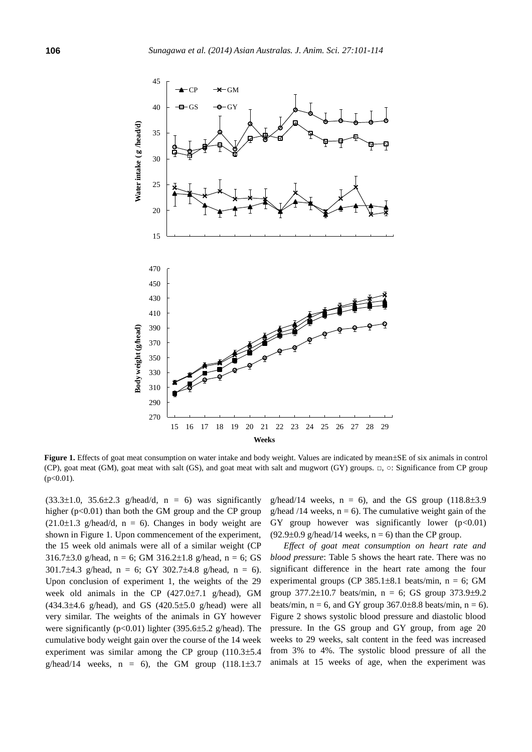**Figure 1.** Effects of goat meat consumption on water intake and body weight. Values are indicated by mean±SE of six animals in control (CP), goat meat (GM), goat meat with salt (GS), and goat meat with salt and mugwort (GY) groups. □, ○: Significance from CP group (p<0.01).

(33.3±1.0, 35.6±2.3 g/head/d, n = 6) was significantly higher (p<0.01) than both the GM group and the CP group (21.0±1.3 g/head/d, n = 6). Changes in body weight are shown in Figure 1. Upon commencement of the experiment, the 15 week old animals were all of a similar weight (CP 316.7±3.0 g/head, n = 6; GM 316.2±1.8 g/head, n = 6; GS 301.7±4.3 g/head, n = 6; GY 302.7±4.8 g/head, n = 6). Upon conclusion of experiment 1, the weights of the 29 week old animals in the CP (427.0±7.1 g/head), GM (434.3±4.6 g/head), and GS (420.5±5.0 g/head) were all very similar. The weights of the animals in GY however were significantly (p<0.01) lighter (395.6±5.2 g/head). The cumulative body weight gain over the course of the 14 week experiment was similar among the CP group (110.3±5.4 g/head/14 weeks, n = 6), the GM group (118.1±3.7 g/head/14 weeks, n = 6), and the GS group (118.8±3.9 g/head /14 weeks, n = 6). The cumulative weight gain of the GY group however was significantly lower (p<0.01) (92.9±0.9 g/head/14 weeks, n = 6) than the CP group.

*Effect of goat meat consumption on heart rate and blood pressure*: Table 5 shows the heart rate. There was no significant difference in the heart rate among the four experimental groups (CP 385.1±8.1 beats/min, n = 6; GM group 377.2±10.7 beats/min, n = 6; GS group 373.9±9.2 beats/min, n = 6, and GY group 367.0±8.8 beats/min, n = 6). Figure 2 shows systolic blood pressure and diastolic blood pressure. In the GS group and GY group, from age 20 weeks to 29 weeks, salt content in the feed was increased from 3% to 4%. The systolic blood pressure of all the animals at 15 weeks of age, when the experiment was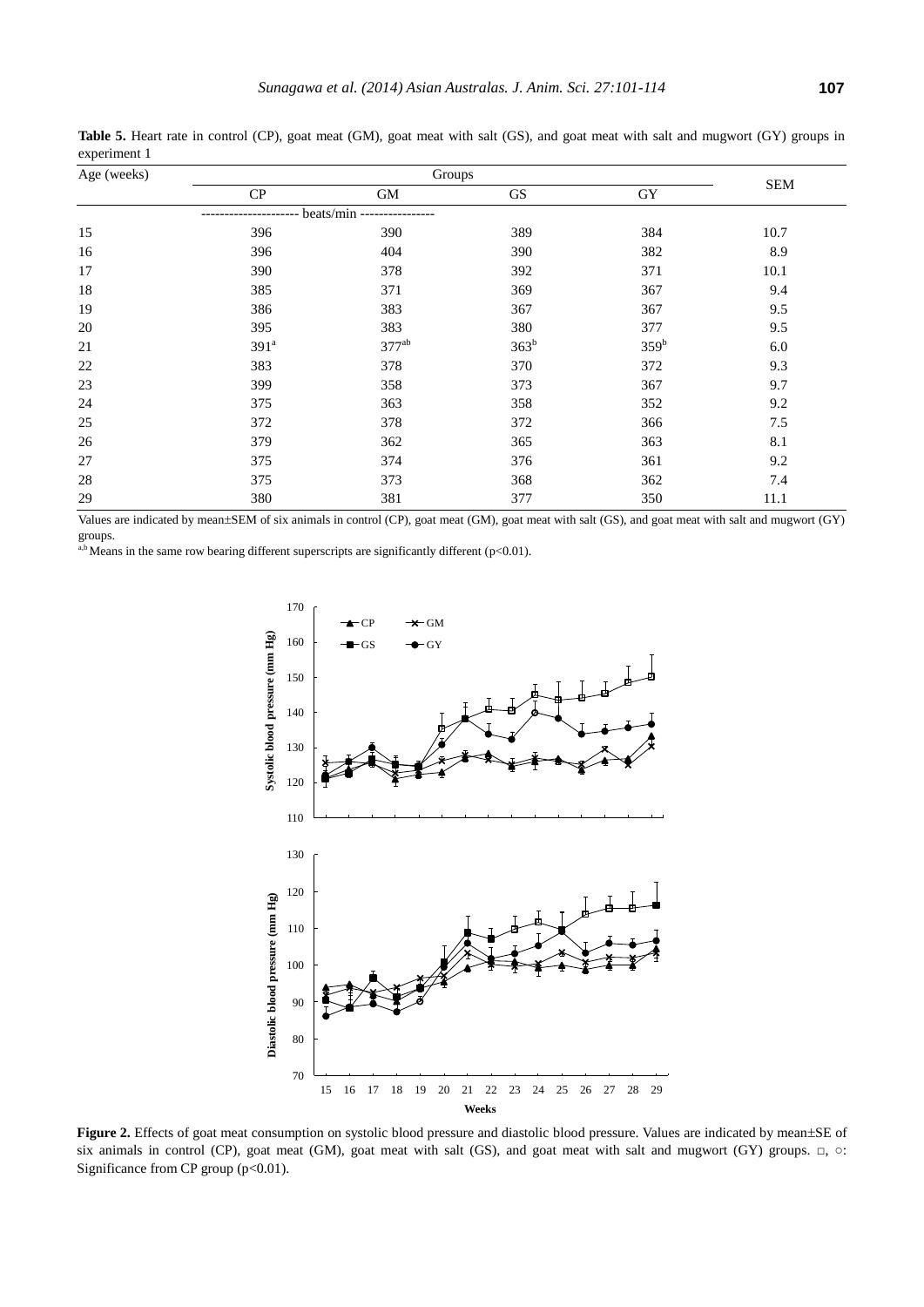**Table 5.** Heart rate in control (CP), goat meat (GM), goat meat with salt (GS), and goat meat with salt and mugwort (GY) groups in experiment 1

| Age (weeks) | Groups | | | | SEM |
|---|---|---|---|---|---|
| | CP | GM | GS | GY | |
| | -------------------- beats/min ---------------- | | | | |
| 15 | 396 | 390 | 389 | 384 | 10.7 |
| 16 | 396 | 404 | 390 | 382 | 8.9 |
| 17 | 390 | 378 | 392 | 371 | 10.1 |
| 18 | 385 | 371 | 369 | 367 | 9.4 |
| 19 | 386 | 383 | 367 | 367 | 9.5 |
| 20 | 395 | 383 | 380 | 377 | 9.5 |
| 21 | 391[a] | 377[ab] | 363[b] | 359[b] | 6.0 |
| 22 | 383 | 378 | 370 | 372 | 9.3 |
| 23 | 399 | 358 | 373 | 367 | 9.7 |
| 24 | 375 | 363 | 358 | 352 | 9.2 |
| 25 | 372 | 378 | 372 | 366 | 7.5 |
| 26 | 379 | 362 | 365 | 363 | 8.1 |
| 27 | 375 | 374 | 376 | 361 | 9.2 |
| 28 | 375 | 373 | 368 | 362 | 7.4 |
| 29 | 380 | 381 | 377 | 350 | 11.1 |

Values are indicated by mean±SEM of six animals in control (CP), goat meat (GM), goat meat with salt (GS), and goat meat with salt and mugwort (GY) groups.

[a,b] Means in the same row bearing different superscripts are significantly different ($p<0.01$).

**Figure 2.** Effects of goat meat consumption on systolic blood pressure and diastolic blood pressure. Values are indicated by mean±SE of six animals in control (CP), goat meat (GM), goat meat with salt (GS), and goat meat with salt and mugwort (GY) groups. □, ○: Significance from CP group ($p<0.01$).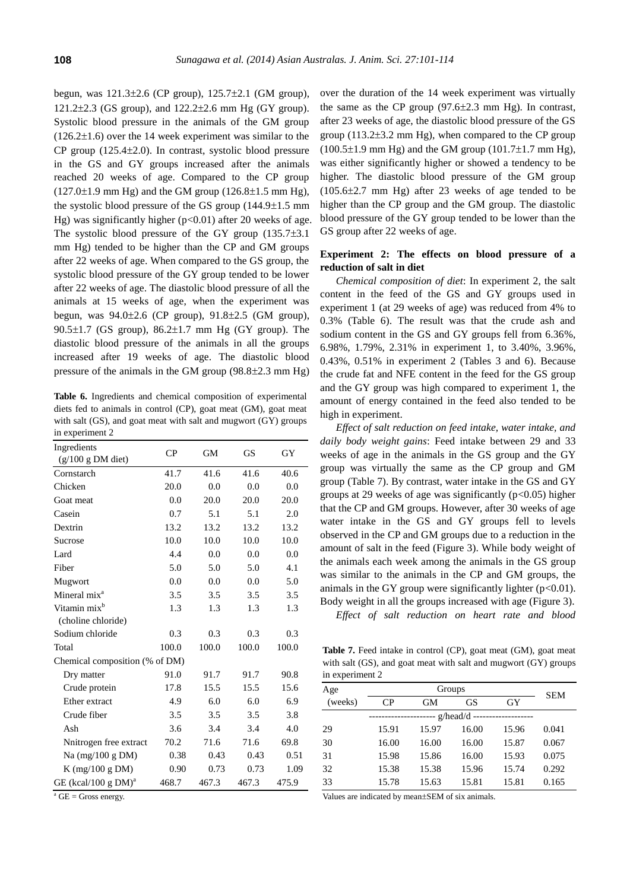begun, was 121.3±2.6 (CP group), 125.7±2.1 (GM group), 121.2±2.3 (GS group), and 122.2±2.6 mm Hg (GY group). Systolic blood pressure in the animals of the GM group (126.2±1.6) over the 14 week experiment was similar to the CP group (125.4±2.0). In contrast, systolic blood pressure in the GS and GY groups increased after the animals reached 20 weeks of age. Compared to the CP group (127.0±1.9 mm Hg) and the GM group (126.8±1.5 mm Hg), the systolic blood pressure of the GS group (144.9±1.5 mm Hg) was significantly higher ($p<0.01$) after 20 weeks of age. The systolic blood pressure of the GY group (135.7±3.1 mm Hg) tended to be higher than the CP and GM groups after 22 weeks of age. When compared to the GS group, the systolic blood pressure of the GY group tended to be lower after 22 weeks of age. The diastolic blood pressure of all the animals at 15 weeks of age, when the experiment was begun, was 94.0±2.6 (CP group), 91.8±2.5 (GM group), 90.5±1.7 (GS group), 86.2±1.7 mm Hg (GY group). The diastolic blood pressure of the animals in all the groups increased after 19 weeks of age. The diastolic blood pressure of the animals in the GM group (98.8±2.3 mm Hg) over the duration of the 14 week experiment was virtually the same as the CP group (97.6±2.3 mm Hg). In contrast, after 23 weeks of age, the diastolic blood pressure of the GS group (113.2±3.2 mm Hg), when compared to the CP group (100.5±1.9 mm Hg) and the GM group (101.7±1.7 mm Hg), was either significantly higher or showed a tendency to be higher. The diastolic blood pressure of the GM group (105.6±2.7 mm Hg) after 23 weeks of age tended to be higher than the CP group and the GM group. The diastolic blood pressure of the GY group tended to be lower than the GS group after 22 weeks of age.

**Table 6.** Ingredients and chemical composition of experimental diets fed to animals in control (CP), goat meat (GM), goat meat with salt (GS), and goat meat with salt and mugwort (GY) groups in experiment 2

| Ingredients (g/100 g DM diet) | CP | GM | GS | GY |
|---|---|---|---|---|
| Cornstarch | 41.7 | 41.6 | 41.6 | 40.6 |
| Chicken | 20.0 | 0.0 | 0.0 | 0.0 |
| Goat meat | 0.0 | 20.0 | 20.0 | 20.0 |
| Casein | 0.7 | 5.1 | 5.1 | 2.0 |
| Dextrin | 13.2 | 13.2 | 13.2 | 13.2 |
| Sucrose | 10.0 | 10.0 | 10.0 | 10.0 |
| Lard | 4.4 | 0.0 | 0.0 | 0.0 |
| Fiber | 5.0 | 5.0 | 5.0 | 4.1 |
| Mugwort | 0.0 | 0.0 | 0.0 | 5.0 |
| Mineral mix[a] | 3.5 | 3.5 | 3.5 | 3.5 |
| Vitamin mix[b] (choline chloride) | 1.3 | 1.3 | 1.3 | 1.3 |
| Sodium chloride | 0.3 | 0.3 | 0.3 | 0.3 |
| Total | 100.0 | 100.0 | 100.0 | 100.0 |
| Chemical composition (% of DM) | | | | |
| Dry matter | 91.0 | 91.7 | 91.7 | 90.8 |
| Crude protein | 17.8 | 15.5 | 15.5 | 15.6 |
| Ether extract | 4.9 | 6.0 | 6.0 | 6.9 |
| Crude fiber | 3.5 | 3.5 | 3.5 | 3.8 |
| Ash | 3.6 | 3.4 | 3.4 | 4.0 |
| Nnitrogen free extract | 70.2 | 71.6 | 71.6 | 69.8 |
| Na (mg/100 g DM) | 0.38 | 0.43 | 0.43 | 0.51 |
| K (mg/100 g DM) | 0.90 | 0.73 | 0.73 | 1.09 |
| GE (kcal/100 g DM)[a] | 468.7 | 467.3 | 467.3 | 475.9 |

[a] GE = Gross energy.

### Experiment 2: The effects on blood pressure of a reduction of salt in diet

*Chemical composition of diet*: In experiment 2, the salt content in the feed of the GS and GY groups used in experiment 1 (at 29 weeks of age) was reduced from 4% to 0.3% (Table 6). The result was that the crude ash and sodium content in the GS and GY groups fell from 6.36%, 6.98%, 1.79%, 2.31% in experiment 1, to 3.40%, 3.96%, 0.43%, 0.51% in experiment 2 (Tables 3 and 6). Because the crude fat and NFE content in the feed for the GS group and the GY group was high compared to experiment 1, the amount of energy contained in the feed also tended to be high in experiment.

*Effect of salt reduction on feed intake, water intake, and daily body weight gains*: Feed intake between 29 and 33 weeks of age in the animals in the GS group and the GY group was virtually the same as the CP group and GM group (Table 7). By contrast, water intake in the GS and GY groups at 29 weeks of age was significantly ($p<0.05$) higher that the CP and GM groups. However, after 30 weeks of age water intake in the GS and GY groups fell to levels observed in the CP and GM groups due to a reduction in the amount of salt in the feed (Figure 3). While body weight of the animals each week among the animals in the GS group was similar to the animals in the CP and GM groups, the animals in the GY group were significantly lighter ($p<0.01$). Body weight in all the groups increased with age (Figure 3).

*Effect of salt reduction on heart rate and blood*

**Table 7.** Feed intake in control (CP), goat meat (GM), goat meat with salt (GS), and goat meat with salt and mugwort (GY) groups in experiment 2

| Age (weeks) | Groups | | | | SEM |
|---|---|---|---|---|---|
| | CP | GM | GS | GY | |
| | g/head/d | | | | |
| 29 | 15.91 | 15.97 | 16.00 | 15.96 | 0.041 |
| 30 | 16.00 | 16.00 | 16.00 | 15.87 | 0.067 |
| 31 | 15.98 | 15.86 | 16.00 | 15.93 | 0.075 |
| 32 | 15.38 | 15.38 | 15.96 | 15.74 | 0.292 |
| 33 | 15.78 | 15.63 | 15.81 | 15.81 | 0.165 |

Values are indicated by mean±SEM of six animals.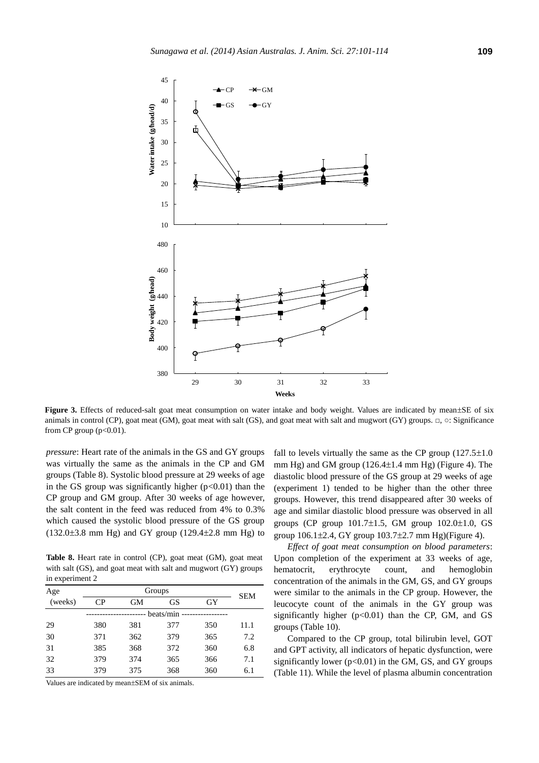**Figure 3.** Effects of reduced-salt goat meat consumption on water intake and body weight. Values are indicated by mean±SE of six animals in control (CP), goat meat (GM), goat meat with salt (GS), and goat meat with salt and mugwort (GY) groups. □, ○: Significance from CP group (p<0.01).

*pressure*: Heart rate of the animals in the GS and GY groups was virtually the same as the animals in the CP and GM groups (Table 8). Systolic blood pressure at 29 weeks of age in the GS group was significantly higher ($p<0.01$) than the CP group and GM group. After 30 weeks of age however, the salt content in the feed was reduced from 4% to 0.3% which caused the systolic blood pressure of the GS group (132.0±3.8 mm Hg) and GY group (129.4±2.8 mm Hg) to fall to levels virtually the same as the CP group (127.5±1.0 mm Hg) and GM group (126.4±1.4 mm Hg) (Figure 4). The diastolic blood pressure of the GS group at 29 weeks of age (experiment 1) tended to be higher than the other three groups. However, this trend disappeared after 30 weeks of age and similar diastolic blood pressure was observed in all groups (CP group 101.7±1.5, GM group 102.0±1.0, GS group 106.1±2.4, GY group 103.7±2.7 mm Hg)(Figure 4).

**Table 8.** Heart rate in control (CP), goat meat (GM), goat meat with salt (GS), and goat meat with salt and mugwort (GY) groups in experiment 2

| Age (weeks) | Groups | | | | SEM |
|---|---|---|---|---|---|
| | CP | GM | GS | GY | |
| | beats/min | | | | |
| 29 | 380 | 381 | 377 | 350 | 11.1 |
| 30 | 371 | 362 | 379 | 365 | 7.2 |
| 31 | 385 | 368 | 372 | 360 | 6.8 |
| 32 | 379 | 374 | 365 | 366 | 7.1 |
| 33 | 379 | 375 | 368 | 360 | 6.1 |

Values are indicated by mean±SEM of six animals.

*Effect of goat meat consumption on blood parameters*: Upon completion of the experiment at 33 weeks of age, hematocrit, erythrocyte count, and hemoglobin concentration of the animals in the GM, GS, and GY groups were similar to the animals in the CP group. However, the leucocyte count of the animals in the GY group was significantly higher ($p<0.01$) than the CP, GM, and GS groups (Table 10).

Compared to the CP group, total bilirubin level, GOT and GPT activity, all indicators of hepatic dysfunction, were significantly lower ($p<0.01$) in the GM, GS, and GY groups (Table 11). While the level of plasma albumin concentration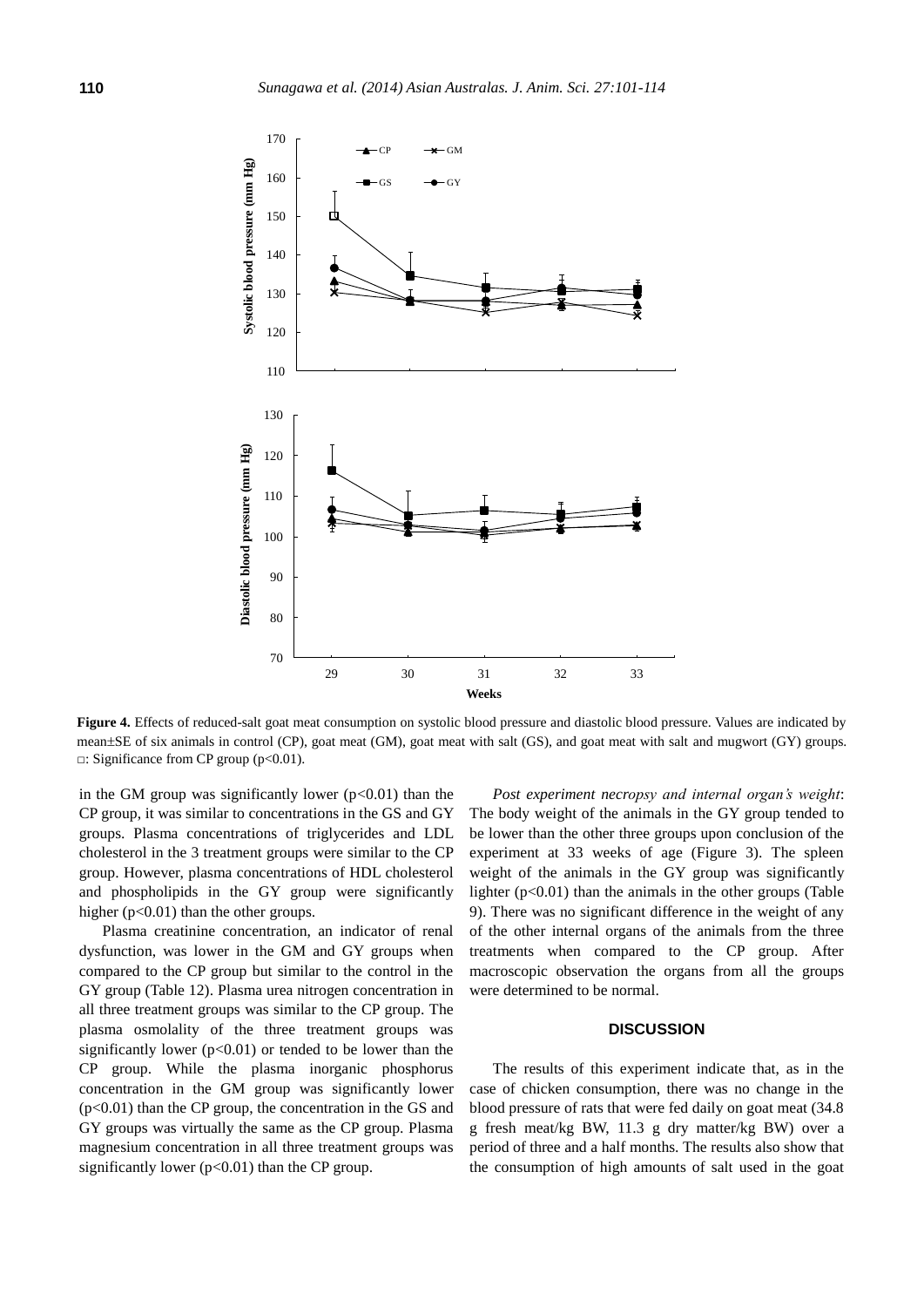**Figure 4.** Effects of reduced-salt goat meat consumption on systolic blood pressure and diastolic blood pressure. Values are indicated by mean±SE of six animals in control (CP), goat meat (GM), goat meat with salt (GS), and goat meat with salt and mugwort (GY) groups. □: Significance from CP group ($p<0.01$).

in the GM group was significantly lower ($p<0.01$) than the CP group, it was similar to concentrations in the GS and GY groups. Plasma concentrations of triglycerides and LDL cholesterol in the 3 treatment groups were similar to the CP group. However, plasma concentrations of HDL cholesterol and phospholipids in the GY group were significantly higher ($p<0.01$) than the other groups.

Plasma creatinine concentration, an indicator of renal dysfunction, was lower in the GM and GY groups when compared to the CP group but similar to the control in the GY group (Table 12). Plasma urea nitrogen concentration in all three treatment groups was similar to the CP group. The plasma osmolality of the three treatment groups was significantly lower ($p<0.01$) or tended to be lower than the CP group. While the plasma inorganic phosphorus concentration in the GM group was significantly lower ($p<0.01$) than the CP group, the concentration in the GS and GY groups was virtually the same as the CP group. Plasma magnesium concentration in all three treatment groups was significantly lower ($p<0.01$) than the CP group.

*Post experiment necropsy and internal organ's weight*: The body weight of the animals in the GY group tended to be lower than the other three groups upon conclusion of the experiment at 33 weeks of age (Figure 3). The spleen weight of the animals in the GY group was significantly lighter ($p<0.01$) than the animals in the other groups (Table 9). There was no significant difference in the weight of any of the other internal organs of the animals from the three treatments when compared to the CP group. After macroscopic observation the organs from all the groups were determined to be normal.

## DISCUSSION

The results of this experiment indicate that, as in the case of chicken consumption, there was no change in the blood pressure of rats that were fed daily on goat meat (34.8 g fresh meat/kg BW, 11.3 g dry matter/kg BW) over a period of three and a half months. The results also show that the consumption of high amounts of salt used in the goat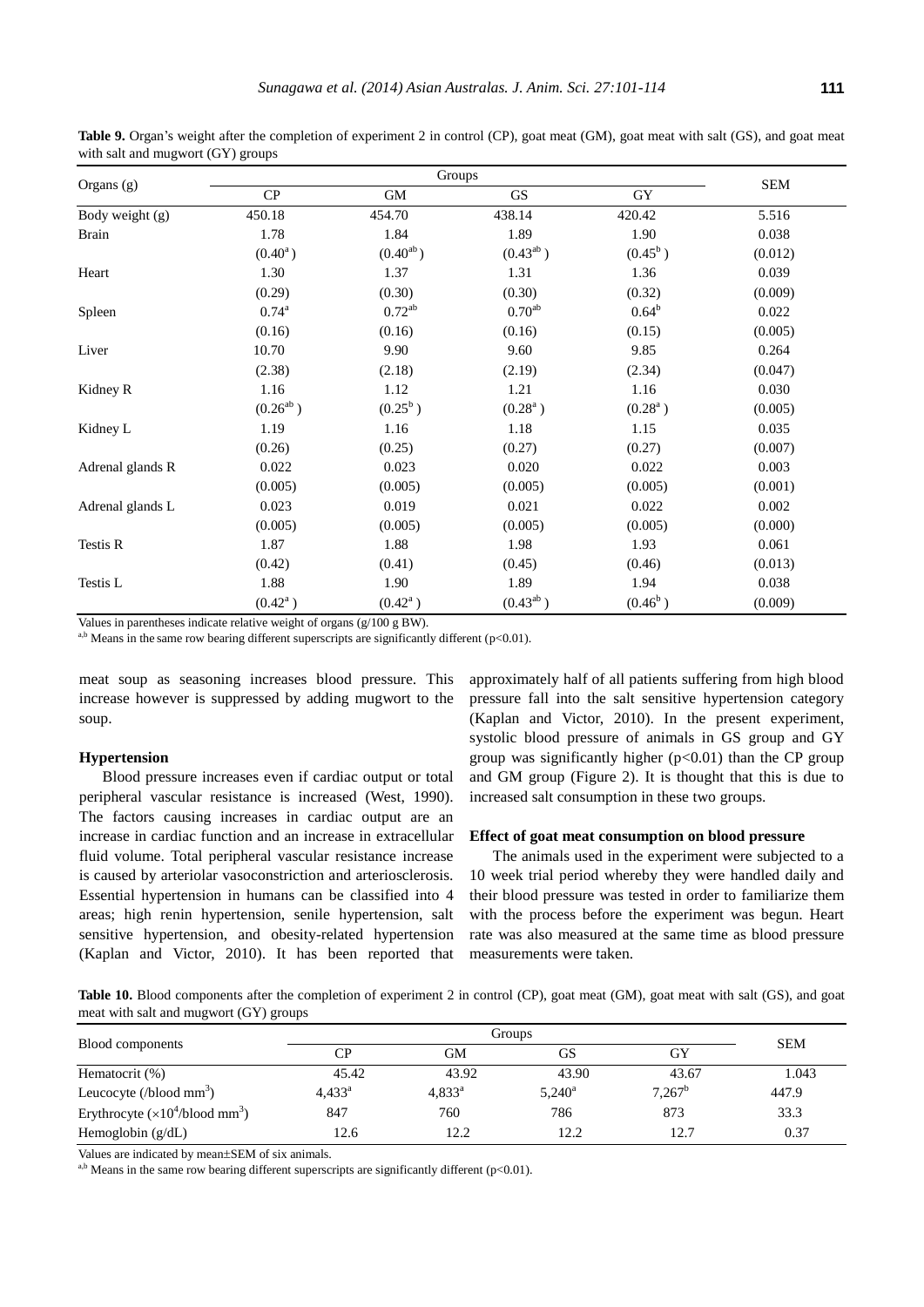**Table 9.** Organ's weight after the completion of experiment 2 in control (CP), goat meat (GM), goat meat with salt (GS), and goat meat with salt and mugwort (GY) groups

| Organs (g) | Groups | | | | SEM |
|---|---|---|---|---|---|
| | CP | GM | GS | GY | |
| Body weight (g) | 450.18 | 454.70 | 438.14 | 420.42 | 5.516 |
| Brain | 1.78 | 1.84 | 1.89 | 1.90 | 0.038 |
| | (0.40[a]) | (0.40[ab]) | (0.43[ab]) | (0.45[b]) | (0.012) |
| Heart | 1.30 | 1.37 | 1.31 | 1.36 | 0.039 |
| | (0.29) | (0.30) | (0.30) | (0.32) | (0.009) |
| Spleen | 0.74[a] | 0.72[ab] | 0.70[ab] | 0.64[b] | 0.022 |
| | (0.16) | (0.16) | (0.16) | (0.15) | (0.005) |
| Liver | 10.70 | 9.90 | 9.60 | 9.85 | 0.264 |
| | (2.38) | (2.18) | (2.19) | (2.34) | (0.047) |
| Kidney R | 1.16 | 1.12 | 1.21 | 1.16 | 0.030 |
| | (0.26[ab]) | (0.25[b]) | (0.28[a]) | (0.28[a]) | (0.005) |
| Kidney L | 1.19 | 1.16 | 1.18 | 1.15 | 0.035 |
| | (0.26) | (0.25) | (0.27) | (0.27) | (0.007) |
| Adrenal glands R | 0.022 | 0.023 | 0.020 | 0.022 | 0.003 |
| | (0.005) | (0.005) | (0.005) | (0.005) | (0.001) |
| Adrenal glands L | 0.023 | 0.019 | 0.021 | 0.022 | 0.002 |
| | (0.005) | (0.005) | (0.005) | (0.005) | (0.000) |
| Testis R | 1.87 | 1.88 | 1.98 | 1.93 | 0.061 |
| | (0.42) | (0.41) | (0.45) | (0.46) | (0.013) |
| Testis L | 1.88 | 1.90 | 1.89 | 1.94 | 0.038 |
| | (0.42[a]) | (0.42[a]) | (0.43[ab]) | (0.46[b]) | (0.009) |

Values in parentheses indicate relative weight of organs (g/100 g BW).

[a,b] Means in the same row bearing different superscripts are significantly different ($p<0.01$).

meat soup as seasoning increases blood pressure. This increase however is suppressed by adding mugwort to the soup.

**Hypertension**

Blood pressure increases even if cardiac output or total peripheral vascular resistance is increased (West, 1990). The factors causing increases in cardiac output are an increase in cardiac function and an increase in extracellular fluid volume. Total peripheral vascular resistance increase is caused by arteriolar vasoconstriction and arteriosclerosis. Essential hypertension in humans can be classified into 4 areas; high renin hypertension, senile hypertension, salt sensitive hypertension, and obesity-related hypertension (Kaplan and Victor, 2010). It has been reported that approximately half of all patients suffering from high blood pressure fall into the salt sensitive hypertension category (Kaplan and Victor, 2010). In the present experiment, systolic blood pressure of animals in GS group and GY group was significantly higher ($p<0.01$) than the CP group and GM group (Figure 2). It is thought that this is due to increased salt consumption in these two groups.

**Effect of goat meat consumption on blood pressure**

The animals used in the experiment were subjected to a 10 week trial period whereby they were handled daily and their blood pressure was tested in order to familiarize them with the process before the experiment was begun. Heart rate was also measured at the same time as blood pressure measurements were taken.

**Table 10.** Blood components after the completion of experiment 2 in control (CP), goat meat (GM), goat meat with salt (GS), and goat meat with salt and mugwort (GY) groups

| Blood components | Groups | | | | SEM |
|---|---|---|---|---|---|
| | CP | GM | GS | GY | |
| Hematocrit (%) | 45.42 | 43.92 | 43.90 | 43.67 | 1.043 |
| Leucocyte (/blood $mm^3$) | 4,433[a] | 4,833[a] | 5,240[a] | 7,267[b] | 447.9 |
| Erythrocyte ($\times 10^4$/blood $mm^3$) | 847 | 760 | 786 | 873 | 33.3 |
| Hemoglobin (g/dL) | 12.6 | 12.2 | 12.2 | 12.7 | 0.37 |

Values are indicated by mean±SEM of six animals.

[a,b] Means in the same row bearing different superscripts are significantly different ($p<0.01$).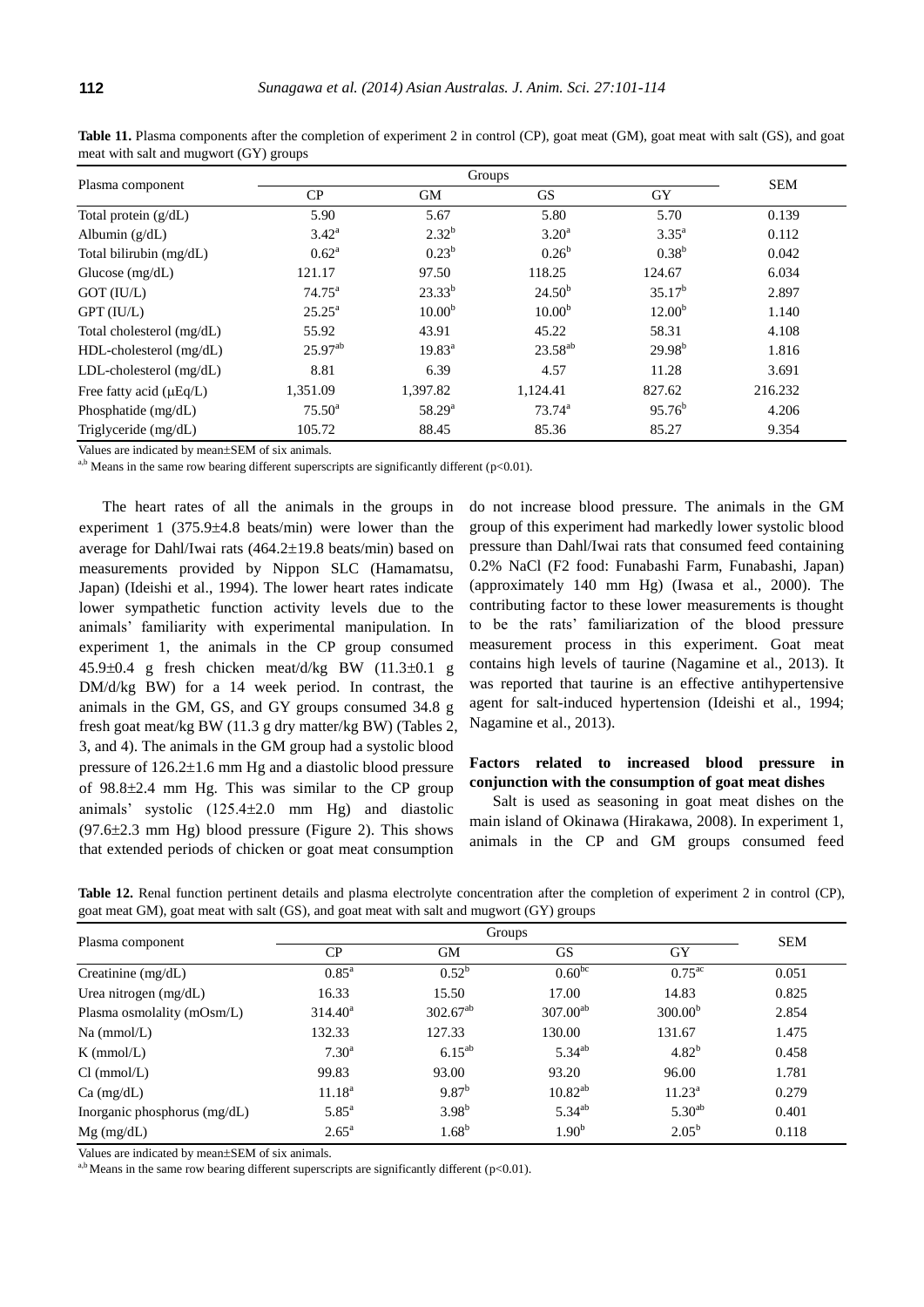**Table 11.** Plasma components after the completion of experiment 2 in control (CP), goat meat (GM), goat meat with salt (GS), and goat meat with salt and mugwort (GY) groups

| Plasma component | Groups | | | | SEM |
|---|---|---|---|---|---|
| | CP | GM | GS | GY | |
| Total protein (g/dL) | 5.90 | 5.67 | 5.80 | 5.70 | 0.139 |
| Albumin (g/dL) | 3.42[a] | 2.32[b] | 3.20[a] | 3.35[a] | 0.112 |
| Total bilirubin (mg/dL) | 0.62[a] | 0.23[b] | 0.26[b] | 0.38[b] | 0.042 |
| Glucose (mg/dL) | 121.17 | 97.50 | 118.25 | 124.67 | 6.034 |
| GOT (IU/L) | 74.75[a] | 23.33[b] | 24.50[b] | 35.17[b] | 2.897 |
| GPT (IU/L) | 25.25[a] | 10.00[b] | 10.00[b] | 12.00[b] | 1.140 |
| Total cholesterol (mg/dL) | 55.92 | 43.91 | 45.22 | 58.31 | 4.108 |
| HDL-cholesterol (mg/dL) | 25.97[ab] | 19.83[a] | 23.58[ab] | 29.98[b] | 1.816 |
| LDL-cholesterol (mg/dL) | 8.81 | 6.39 | 4.57 | 11.28 | 3.691 |
| Free fatty acid (μEq/L) | 1,351.09 | 1,397.82 | 1,124.41 | 827.62 | 216.232 |
| Phosphatide (mg/dL) | 75.50[a] | 58.29[a] | 73.74[a] | 95.76[b] | 4.206 |
| Triglyceride (mg/dL) | 105.72 | 88.45 | 85.36 | 85.27 | 9.354 |

Values are indicated by mean±SEM of six animals.

[a,b] Means in the same row bearing different superscripts are significantly different ($p<0.01$).

The heart rates of all the animals in the groups in experiment 1 (375.9±4.8 beats/min) were lower than the average for Dahl/Iwai rats (464.2±19.8 beats/min) based on measurements provided by Nippon SLC (Hamamatsu, Japan) (Ideishi et al., 1994). The lower heart rates indicate lower sympathetic function activity levels due to the animals' familiarity with experimental manipulation. In experiment 1, the animals in the CP group consumed 45.9±0.4 g fresh chicken meat/d/kg BW (11.3±0.1 g DM/d/kg BW) for a 14 week period. In contrast, the animals in the GM, GS, and GY groups consumed 34.8 g fresh goat meat/kg BW (11.3 g dry matter/kg BW) (Tables 2, 3, and 4). The animals in the GM group had a systolic blood pressure of 126.2±1.6 mm Hg and a diastolic blood pressure of 98.8±2.4 mm Hg. This was similar to the CP group animals' systolic (125.4±2.0 mm Hg) and diastolic (97.6±2.3 mm Hg) blood pressure (Figure 2). This shows that extended periods of chicken or goat meat consumption do not increase blood pressure. The animals in the GM group of this experiment had markedly lower systolic blood pressure than Dahl/Iwai rats that consumed feed containing 0.2% NaCl (F2 food: Funabashi Farm, Funabashi, Japan) (approximately 140 mm Hg) (Iwasa et al., 2000). The contributing factor to these lower measurements is thought to be the rats' familiarization of the blood pressure measurement process in this experiment. Goat meat contains high levels of taurine (Nagamine et al., 2013). It was reported that taurine is an effective antihypertensive agent for salt-induced hypertension (Ideishi et al., 1994; Nagamine et al., 2013).

### Factors related to increased blood pressure in conjunction with the consumption of goat meat dishes

Salt is used as seasoning in goat meat dishes on the main island of Okinawa (Hirakawa, 2008). In experiment 1, animals in the CP and GM groups consumed feed

**Table 12.** Renal function pertinent details and plasma electrolyte concentration after the completion of experiment 2 in control (CP), goat meat GM), goat meat with salt (GS), and goat meat with salt and mugwort (GY) groups

| Plasma component | Groups | | | | SEM |
|---|---|---|---|---|---|
| | CP | GM | GS | GY | |
| Creatinine (mg/dL) | 0.85[a] | 0.52[b] | 0.60[bc] | 0.75[ac] | 0.051 |
| Urea nitrogen (mg/dL) | 16.33 | 15.50 | 17.00 | 14.83 | 0.825 |
| Plasma osmolality (mOsm/L) | 314.40[a] | 302.67[ab] | 307.00[ab] | 300.00[b] | 2.854 |
| Na (mmol/L) | 132.33 | 127.33 | 130.00 | 131.67 | 1.475 |
| K (mmol/L) | 7.30[a] | 6.15[ab] | 5.34[ab] | 4.82[b] | 0.458 |
| Cl (mmol/L) | 99.83 | 93.00 | 93.20 | 96.00 | 1.781 |
| Ca (mg/dL) | 11.18[a] | 9.87[b] | 10.82[ab] | 11.23[a] | 0.279 |
| Inorganic phosphorus (mg/dL) | 5.85[a] | 3.98[b] | 5.34[ab] | 5.30[ab] | 0.401 |
| Mg (mg/dL) | 2.65[a] | 1.68[b] | 1.90[b] | 2.05[b] | 0.118 |

Values are indicated by mean±SEM of six animals.

[a,b] Means in the same row bearing different superscripts are significantly different ($p<0.01$).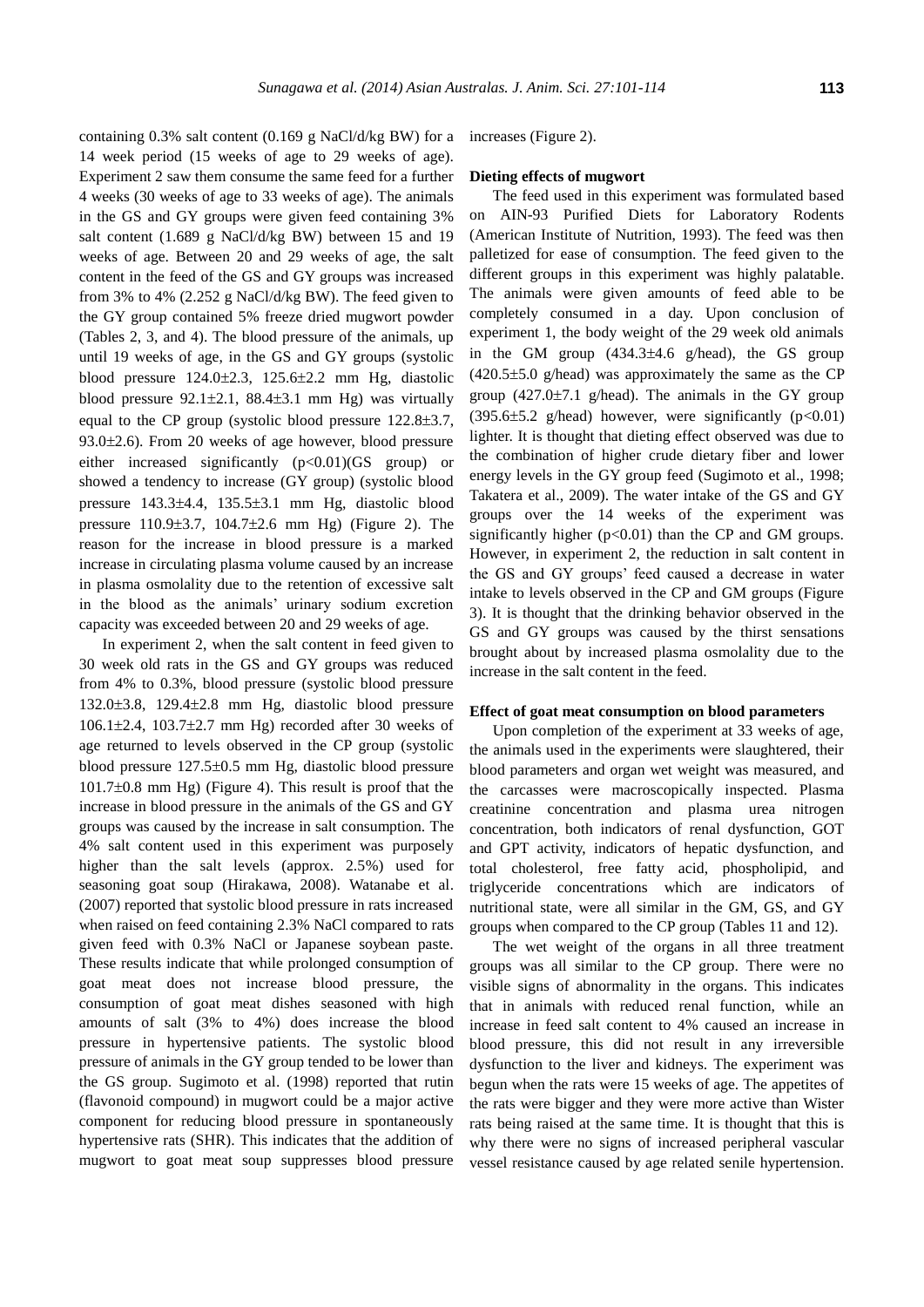containing 0.3% salt content (0.169 g NaCl/d/kg BW) for a 14 week period (15 weeks of age to 29 weeks of age). Experiment 2 saw them consume the same feed for a further 4 weeks (30 weeks of age to 33 weeks of age). The animals in the GS and GY groups were given feed containing 3% salt content (1.689 g NaCl/d/kg BW) between 15 and 19 weeks of age. Between 20 and 29 weeks of age, the salt content in the feed of the GS and GY groups was increased from 3% to 4% (2.252 g NaCl/d/kg BW). The feed given to the GY group contained 5% freeze dried mugwort powder (Tables 2, 3, and 4). The blood pressure of the animals, up until 19 weeks of age, in the GS and GY groups (systolic blood pressure 124.0±2.3, 125.6±2.2 mm Hg, diastolic blood pressure 92.1±2.1, 88.4±3.1 mm Hg) was virtually equal to the CP group (systolic blood pressure 122.8±3.7, 93.0±2.6). From 20 weeks of age however, blood pressure either increased significantly ($p<0.01$)(GS group) or showed a tendency to increase (GY group) (systolic blood pressure 143.3±4.4, 135.5±3.1 mm Hg, diastolic blood pressure 110.9±3.7, 104.7±2.6 mm Hg) (Figure 2). The reason for the increase in blood pressure is a marked increase in circulating plasma volume caused by an increase in plasma osmolality due to the retention of excessive salt in the blood as the animals' urinary sodium excretion capacity was exceeded between 20 and 29 weeks of age.

In experiment 2, when the salt content in feed given to 30 week old rats in the GS and GY groups was reduced from 4% to 0.3%, blood pressure (systolic blood pressure 132.0±3.8, 129.4±2.8 mm Hg, diastolic blood pressure 106.1±2.4, 103.7±2.7 mm Hg) recorded after 30 weeks of age returned to levels observed in the CP group (systolic blood pressure 127.5±0.5 mm Hg, diastolic blood pressure 101.7±0.8 mm Hg) (Figure 4). This result is proof that the increase in blood pressure in the animals of the GS and GY groups was caused by the increase in salt consumption. The 4% salt content used in this experiment was purposely higher than the salt levels (approx. 2.5%) used for seasoning goat soup (Hirakawa, 2008). Watanabe et al. (2007) reported that systolic blood pressure in rats increased when raised on feed containing 2.3% NaCl compared to rats given feed with 0.3% NaCl or Japanese soybean paste. These results indicate that while prolonged consumption of goat meat does not increase blood pressure, the consumption of goat meat dishes seasoned with high amounts of salt (3% to 4%) does increase the blood pressure in hypertensive patients. The systolic blood pressure of animals in the GY group tended to be lower than the GS group. Sugimoto et al. (1998) reported that rutin (flavonoid compound) in mugwort could be a major active component for reducing blood pressure in spontaneously hypertensive rats (SHR). This indicates that the addition of mugwort to goat meat soup suppresses blood pressure increases (Figure 2).

### Dieting effects of mugwort

The feed used in this experiment was formulated based on AIN-93 Purified Diets for Laboratory Rodents (American Institute of Nutrition, 1993). The feed was then palletized for ease of consumption. The feed given to the different groups in this experiment was highly palatable. The animals were given amounts of feed able to be completely consumed in a day. Upon conclusion of experiment 1, the body weight of the 29 week old animals in the GM group (434.3±4.6 g/head), the GS group (420.5±5.0 g/head) was approximately the same as the CP group (427.0±7.1 g/head). The animals in the GY group (395.6±5.2 g/head) however, were significantly ($p<0.01$) lighter. It is thought that dieting effect observed was due to the combination of higher crude dietary fiber and lower energy levels in the GY group feed (Sugimoto et al., 1998; Takatera et al., 2009). The water intake of the GS and GY groups over the 14 weeks of the experiment was significantly higher ($p<0.01$) than the CP and GM groups. However, in experiment 2, the reduction in salt content in the GS and GY groups' feed caused a decrease in water intake to levels observed in the CP and GM groups (Figure 3). It is thought that the drinking behavior observed in the GS and GY groups was caused by the thirst sensations brought about by increased plasma osmolality due to the increase in the salt content in the feed.

### Effect of goat meat consumption on blood parameters

Upon completion of the experiment at 33 weeks of age, the animals used in the experiments were slaughtered, their blood parameters and organ wet weight was measured, and the carcasses were macroscopically inspected. Plasma creatinine concentration and plasma urea nitrogen concentration, both indicators of renal dysfunction, GOT and GPT activity, indicators of hepatic dysfunction, and total cholesterol, free fatty acid, phospholipid, and triglyceride concentrations which are indicators of nutritional state, were all similar in the GM, GS, and GY groups when compared to the CP group (Tables 11 and 12).

The wet weight of the organs in all three treatment groups was all similar to the CP group. There were no visible signs of abnormality in the organs. This indicates that in animals with reduced renal function, while an increase in feed salt content to 4% caused an increase in blood pressure, this did not result in any irreversible dysfunction to the liver and kidneys. The experiment was begun when the rats were 15 weeks of age. The appetites of the rats were bigger and they were more active than Wister rats being raised at the same time. It is thought that this is why there were no signs of increased peripheral vascular vessel resistance caused by age related senile hypertension.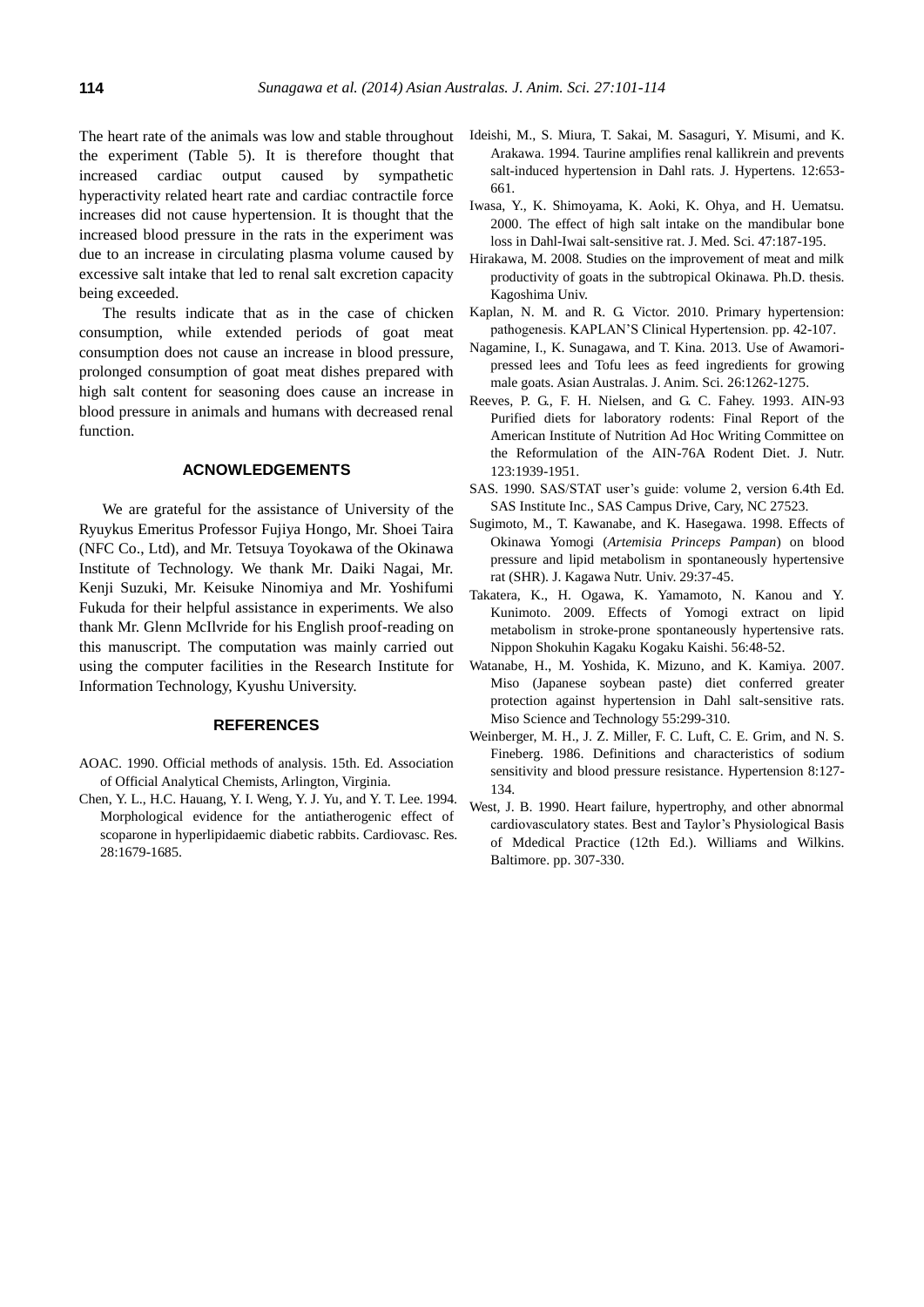The heart rate of the animals was low and stable throughout the experiment (Table 5). It is therefore thought that increased cardiac output caused by sympathetic hyperactivity related heart rate and cardiac contractile force increases did not cause hypertension. It is thought that the increased blood pressure in the rats in the experiment was due to an increase in circulating plasma volume caused by excessive salt intake that led to renal salt excretion capacity being exceeded.

The results indicate that as in the case of chicken consumption, while extended periods of goat meat consumption does not cause an increase in blood pressure, prolonged consumption of goat meat dishes prepared with high salt content for seasoning does cause an increase in blood pressure in animals and humans with decreased renal function.

## ACNOWLEDGEMENTS

We are grateful for the assistance of University of the Ryuykus Emeritus Professor Fujiya Hongo, Mr. Shoei Taira (NFC Co., Ltd), and Mr. Tetsuya Toyokawa of the Okinawa Institute of Technology. We thank Mr. Daiki Nagai, Mr. Kenji Suzuki, Mr. Keisuke Ninomiya and Mr. Yoshifumi Fukuda for their helpful assistance in experiments. We also thank Mr. Glenn McIlvride for his English proof-reading on this manuscript. The computation was mainly carried out using the computer facilities in the Research Institute for Information Technology, Kyushu University.

## REFERENCES

AOAC. 1990. Official methods of analysis. 15th. Ed. Association of Official Analytical Chemists, Arlington, Virginia.

Chen, Y. L., H.C. Hauang, Y. I. Weng, Y. J. Yu, and Y. T. Lee. 1994. Morphological evidence for the antiatherogenic effect of scoparone in hyperlipidaemic diabetic rabbits. Cardiovasc. Res. 28:1679-1685.

Ideishi, M., S. Miura, T. Sakai, M. Sasaguri, Y. Misumi, and K. Arakawa. 1994. Taurine amplifies renal kallikrein and prevents salt-induced hypertension in Dahl rats. J. Hypertens. 12:653-661.

Iwasa, Y., K. Shimoyama, K. Aoki, K. Ohya, and H. Uematsu. 2000. The effect of high salt intake on the mandibular bone loss in Dahl-Iwai salt-sensitive rat. J. Med. Sci. 47:187-195.

Hirakawa, M. 2008. Studies on the improvement of meat and milk productivity of goats in the subtropical Okinawa. Ph.D. thesis. Kagoshima Univ.

Kaplan, N. M. and R. G. Victor. 2010. Primary hypertension: pathogenesis. KAPLAN'S Clinical Hypertension. pp. 42-107.

Nagamine, I., K. Sunagawa, and T. Kina. 2013. Use of Awamori-pressed lees and Tofu lees as feed ingredients for growing male goats. Asian Australas. J. Anim. Sci. 26:1262-1275.

Reeves, P. G., F. H. Nielsen, and G. C. Fahey. 1993. AIN-93 Purified diets for laboratory rodents: Final Report of the American Institute of Nutrition Ad Hoc Writing Committee on the Reformulation of the AIN-76A Rodent Diet. J. Nutr. 123:1939-1951.

SAS. 1990. SAS/STAT user's guide: volume 2, version 6.4th Ed. SAS Institute Inc., SAS Campus Drive, Cary, NC 27523.

Sugimoto, M., T. Kawanabe, and K. Hasegawa. 1998. Effects of Okinawa Yomogi (*Artemisia Princeps Pampan*) on blood pressure and lipid metabolism in spontaneously hypertensive rat (SHR). J. Kagawa Nutr. Univ. 29:37-45.

Takatera, K., H. Ogawa, K. Yamamoto, N. Kanou and Y. Kunimoto. 2009. Effects of Yomogi extract on lipid metabolism in stroke-prone spontaneously hypertensive rats. Nippon Shokuhin Kagaku Kogaku Kaishi. 56:48-52.

Watanabe, H., M. Yoshida, K. Mizuno, and K. Kamiya. 2007. Miso (Japanese soybean paste) diet conferred greater protection against hypertension in Dahl salt-sensitive rats. Miso Science and Technology 55:299-310.

Weinberger, M. H., J. Z. Miller, F. C. Luft, C. E. Grim, and N. S. Fineberg. 1986. Definitions and characteristics of sodium sensitivity and blood pressure resistance. Hypertension 8:127-134.

West, J. B. 1990. Heart failure, hypertrophy, and other abnormal cardiovasculatory states. Best and Taylor's Physiological Basis of Mdedical Practice (12th Ed.). Williams and Wilkins. Baltimore. pp. 307-330.